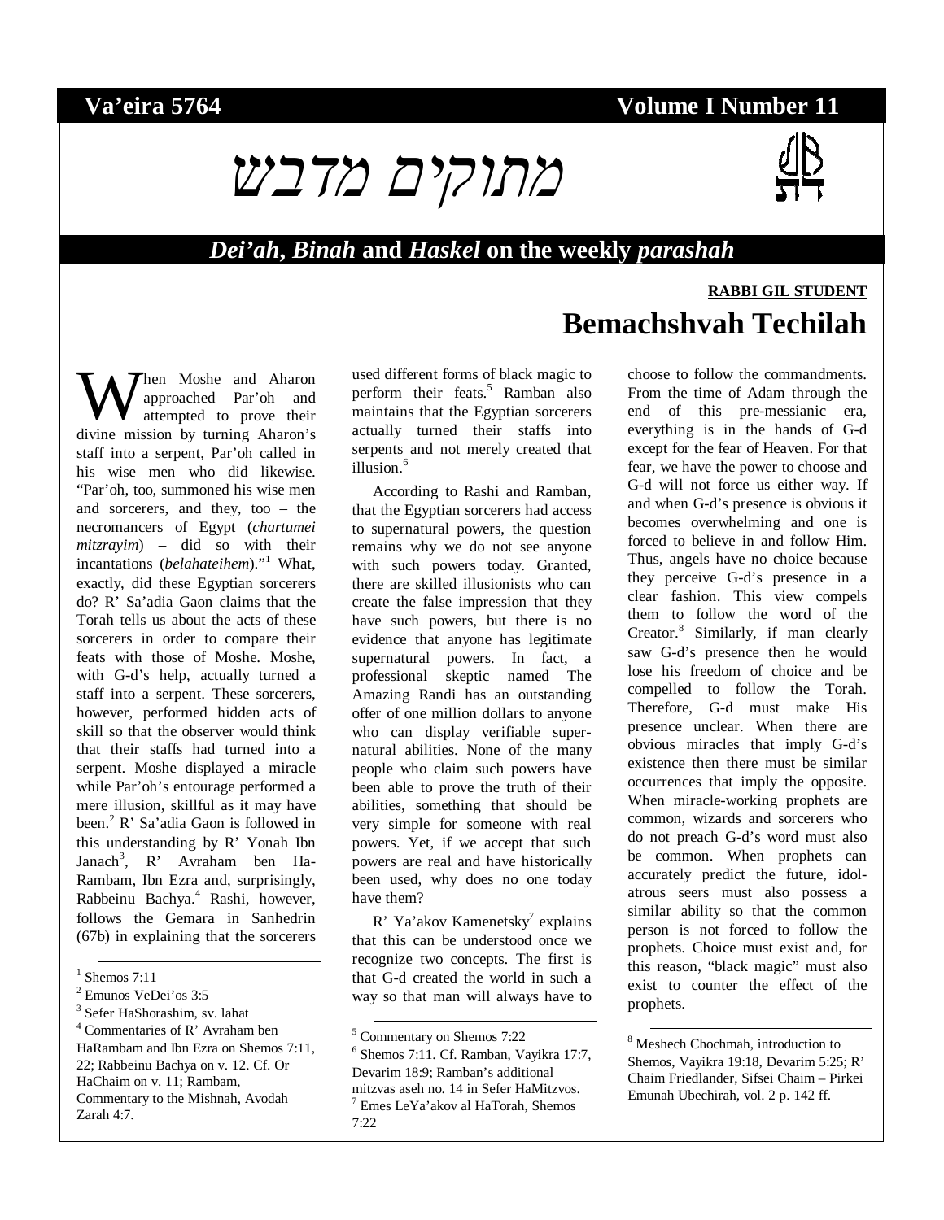**Va'eira 5764** **Volume I Number 11**

# מתוקים מדבש

## *Dei'ah*, *Binah* and *Haskel* on the weekly *parashah*

**RABBI GIL STUDENT**

# Bemachshvah Techilah

When Moshe and Aharon approached Par'oh and attempted to prove their divine mission by turning Aharon's staff into a serpent, Par'oh called in his wise men who did likewise. "Par'oh, too, summoned his wise men and sorcerers, and they, too – the necromancers of Egypt (*chartumei mitzrayim*) – did so with their incantations (*belahateihem*)."[1] What, exactly, did these Egyptian sorcerers do? R' Sa'adia Gaon claims that the Torah tells us about the acts of these sorcerers in order to compare their feats with those of Moshe. Moshe, with G-d's help, actually turned a staff into a serpent. These sorcerers, however, performed hidden acts of skill so that the observer would think that their staffs had turned into a serpent. Moshe displayed a miracle while Par'oh's entourage performed a mere illusion, skillful as it may have been.[2] R' Sa'adia Gaon is followed in this understanding by R' Yonah Ibn Janach[3], R' Avraham ben Ha-Rambam, Ibn Ezra and, surprisingly, Rabbeinu Bachya.[4] Rashi, however, follows the Gemara in Sanhedrin (67b) in explaining that the sorcerers used different forms of black magic to perform their feats.[5] Ramban also maintains that the Egyptian sorcerers actually turned their staffs into serpents and not merely created that illusion.[6]

According to Rashi and Ramban, that the Egyptian sorcerers had access to supernatural powers, the question remains why we do not see anyone with such powers today. Granted, there are skilled illusionists who can create the false impression that they have such powers, but there is no evidence that anyone has legitimate supernatural powers. In fact, a professional skeptic named The Amazing Randi has an outstanding offer of one million dollars to anyone who can display verifiable supernatural abilities. None of the many people who claim such powers have been able to prove the truth of their abilities, something that should be very simple for someone with real powers. Yet, if we accept that such powers are real and have historically been used, why does no one today have them?

R' Ya'akov Kamenetsky[7] explains that this can be understood once we recognize two concepts. The first is that G-d created the world in such a way so that man will always have to choose to follow the commandments. From the time of Adam through the end of this pre-messianic era, everything is in the hands of G-d except for the fear of Heaven. For that fear, we have the power to choose and G-d will not force us either way. If and when G-d's presence is obvious it becomes overwhelming and one is forced to believe in and follow Him. Thus, angels have no choice because they perceive G-d's presence in a clear fashion. This view compels them to follow the word of the Creator.[8] Similarly, if man clearly saw G-d's presence then he would lose his freedom of choice and be compelled to follow the Torah. Therefore, G-d must make His presence unclear. When there are obvious miracles that imply G-d's existence then there must be similar occurrences that imply the opposite. When miracle-working prophets are common, wizards and sorcerers who do not preach G-d's word must also be common. When prophets can accurately predict the future, idolatrous seers must also possess a similar ability so that the common person is not forced to follow the prophets. Choice must exist and, for this reason, "black magic" must also exist to counter the effect of the prophets.

---

[1] Shemos 7:11

[2] Emunos VeDei'os 3:5

[3] Sefer HaShorashim, sv. lahat

[4] Commentaries of R' Avraham ben HaRambam and Ibn Ezra on Shemos 7:11, 22; Rabbeinu Bachya on v. 12. Cf. Or HaChaim on v. 11; Rambam, Commentary to the Mishnah, Avodah Zarah 4:7.

[5] Commentary on Shemos 7:22

[6] Shemos 7:11. Cf. Ramban, Vayikra 17:7, Devarim 18:9; Ramban's additional mitzvas aseh no. 14 in Sefer HaMitzvos.

[7] Emes LeYa'akov al HaTorah, Shemos 7:22

[8] Meshech Chochmah, introduction to Shemos, Vayikra 19:18, Devarim 5:25; R' Chaim Friedlander, Sifsei Chaim – Pirkei Emunah Ubechirah, vol. 2 p. 142 ff.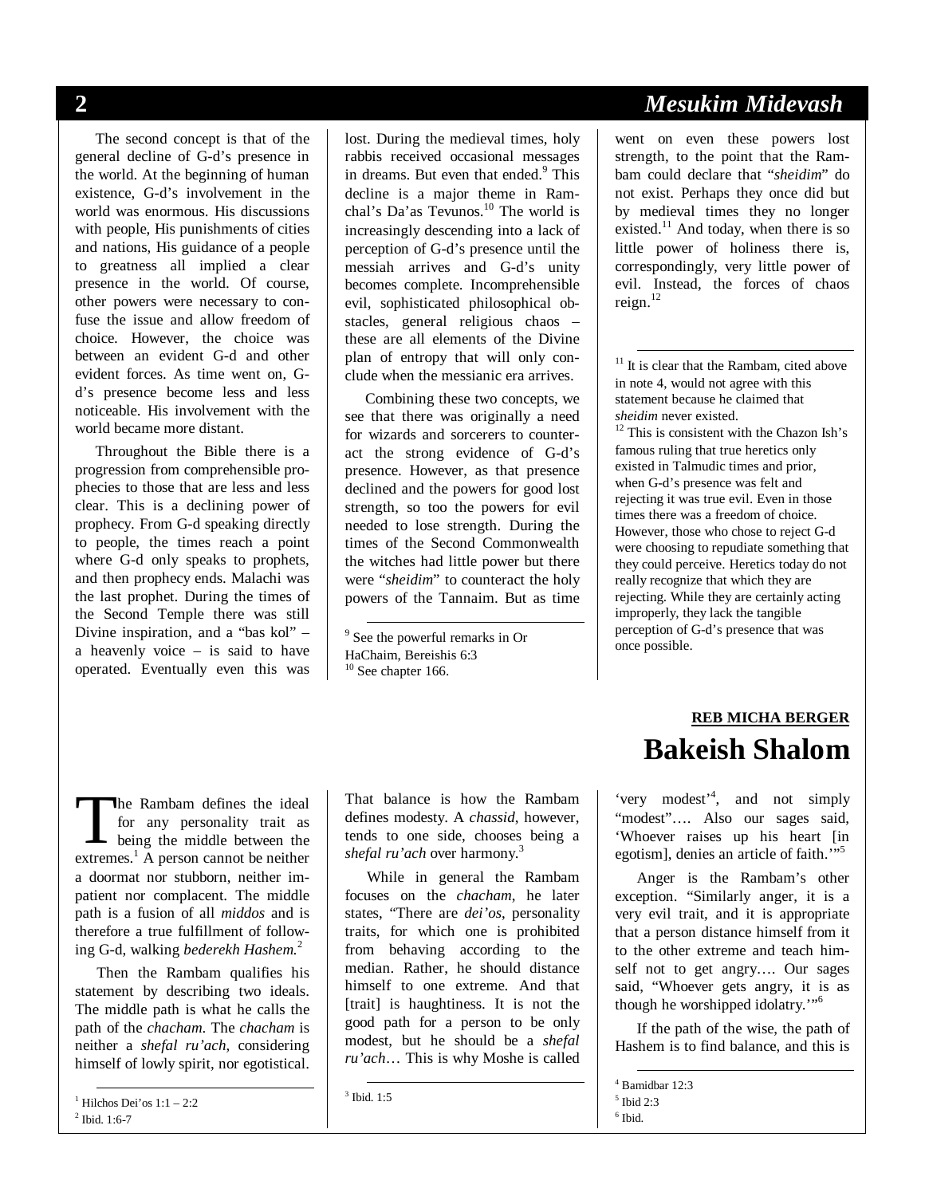The second concept is that of the general decline of G-d's presence in the world. At the beginning of human existence, G-d's involvement in the world was enormous. His discussions with people, His punishments of cities and nations, His guidance of a people to greatness all implied a clear presence in the world. Of course, other powers were necessary to confuse the issue and allow freedom of choice. However, the choice was between an evident G-d and other evident forces. As time went on, G-d's presence become less and less noticeable. His involvement with the world became more distant.

Throughout the Bible there is a progression from comprehensible prophecies to those that are less and less clear. This is a declining power of prophecy. From G-d speaking directly to people, the times reach a point where G-d only speaks to prophets, and then prophecy ends. Malachi was the last prophet. During the times of the Second Temple there was still Divine inspiration, and a "bas kol" – a heavenly voice – is said to have operated. Eventually even this was lost. During the medieval times, holy rabbis received occasional messages in dreams. But even that ended.[9] This decline is a major theme in Ramchal's Da'as Tevunos.[10] The world is increasingly descending into a lack of perception of G-d's presence until the messiah arrives and G-d's unity becomes complete. Incomprehensible evil, sophisticated philosophical obstacles, general religious chaos – these are all elements of the Divine plan of entropy that will only conclude when the messianic era arrives.

Combining these two concepts, we see that there was originally a need for wizards and sorcerers to counteract the strong evidence of G-d's presence. However, as that presence declined and the powers for good lost strength, so too the powers for evil needed to lose strength. During the times of the Second Commonwealth the witches had little power but there were "*sheidim*" to counteract the holy powers of the Tannaim. But as time went on even these powers lost strength, to the point that the Rambam could declare that "*sheidim*" do not exist. Perhaps they once did but by medieval times they no longer existed.[11] And today, when there is so little power of holiness there is, correspondingly, very little power of evil. Instead, the forces of chaos reign.[12]

---

[9] See the powerful remarks in Or HaChaim, Bereishis 6:3

[10] See chapter 166.

[11] It is clear that the Rambam, cited above in note 4, would not agree with this statement because he claimed that *sheidim* never existed.

[12] This is consistent with the Chazon Ish's famous ruling that true heretics only existed in Talmudic times and prior, when G-d's presence was felt and rejecting it was true evil. Even in those times there was a freedom of choice. However, those who chose to reject G-d were choosing to repudiate something that they could perceive. Heretics today do not really recognize that which they are rejecting. While they are certainly acting improperly, they lack the tangible perception of G-d's presence that was once possible.

**REB MICHA BERGER**

# Bakeish Shalom

The Rambam defines the ideal for any personality trait as being the middle between the extremes.[1] A person cannot be neither a doormat nor stubborn, neither impatient nor complacent. The middle path is a fusion of all *middos* and is therefore a true fulfillment of following G-d, walking *bederekh Hashem.*[2]

Then the Rambam qualifies his statement by describing two ideals. The middle path is what he calls the path of the *chacham.* The *chacham* is neither a *shefal ru'ach*, considering himself of lowly spirit, nor egotistical. That balance is how the Rambam defines modesty. A *chassid*, however, tends to one side, chooses being a *shefal ru'ach* over harmony.[3]

While in general the Rambam focuses on the *chacham*, he later states, "There are *dei'os*, personality traits, for which one is prohibited from behaving according to the median. Rather, he should distance himself to one extreme. And that [trait] is haughtiness. It is not the good path for a person to be only modest, but he should be a *shefal ru'ach*… This is why Moshe is called 'very modest'[4], and not simply "modest"…. Also our sages said, 'Whoever raises up his heart [in egotism], denies an article of faith.'"[5]

Anger is the Rambam's other exception. "Similarly anger, it is a very evil trait, and it is appropriate that a person distance himself from it to the other extreme and teach himself not to get angry…. Our sages said, "Whoever gets angry, it is as though he worshipped idolatry.'"[6]

If the path of the wise, the path of Hashem is to find balance, and this is

---

[1] Hilchos Dei'os 1:1 – 2:2

[2] Ibid. 1:6-7

[3] Ibid. 1:5

[4] Bamidbar 12:3

[5] Ibid 2:3

[6] Ibid.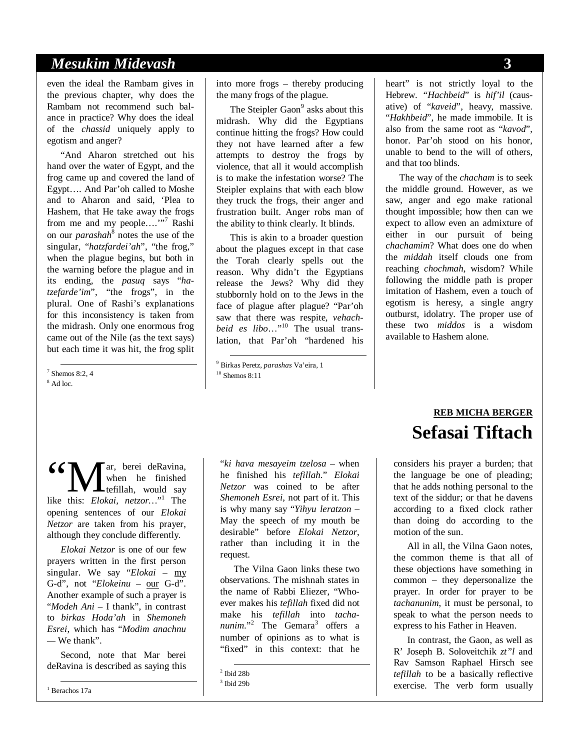even the ideal the Rambam gives in the previous chapter, why does the Rambam not recommend such balance in practice? Why does the ideal of the *chassid* uniquely apply to egotism and anger?

"And Aharon stretched out his hand over the water of Egypt, and the frog came up and covered the land of Egypt…. And Par'oh called to Moshe and to Aharon and said, 'Plea to Hashem, that He take away the frogs from me and my people….'"[7] Rashi on our *parashah*[8] notes the use of the singular, "*hatzfardei'ah*", "the frog," when the plague begins, but both in the warning before the plague and in its ending, the *pasuq* says "*ha-tzefarde'im*", "the frogs", in the plural. One of Rashi's explanations for this inconsistency is taken from the midrash. Only one enormous frog came out of the Nile (as the text says) but each time it was hit, the frog split into more frogs – thereby producing the many frogs of the plague.

The Steipler Gaon[9] asks about this midrash. Why did the Egyptians continue hitting the frogs? How could they not have learned after a few attempts to destroy the frogs by violence, that all it would accomplish is to make the infestation worse? The Steipler explains that with each blow they truck the frogs, their anger and frustration built. Anger robs man of the ability to think clearly. It blinds.

This is akin to a broader question about the plagues except in that case the Torah clearly spells out the reason. Why didn't the Egyptians release the Jews? Why did they stubbornly hold on to the Jews in the face of plague after plague? "Par'oh saw that there was respite, *vehachbeid es libo*…"[10] The usual translation, that Par'oh "hardened his heart" is not strictly loyal to the Hebrew. "*Hachbeid*" is *hif'il* (causative) of "*kaveid*", heavy, massive. "*Hakhbeid*", he made immobile. It is also from the same root as "*kavod*", honor. Par'oh stood on his honor, unable to bend to the will of others, and that too blinds.

The way of the *chacham* is to seek the middle ground. However, as we saw, anger and ego make rational thought impossible; how then can we expect to allow even an admixture of either in our pursuit of being *chachamim*? What does one do when the *middah* itself clouds one from reaching *chochmah*, wisdom? While following the middle path is proper imitation of Hashem, even a touch of egotism is heresy, a single angry outburst, idolatry. The proper use of these two *middos* is a wisdom available to Hashem alone.

[7] Shemos 8:2, 4
[8] Ad loc.
[9] Birkas Peretz, *parashas* Va'eira, 1
[10] Shemos 8:11

**REB MICHA BERGER**

# Sefasai Tiftach

"Mar, berei deRavina, when he finished tefillah, would say like this: *Elokai, netzor…*"[1] The opening sentences of our *Elokai Netzor* are taken from his prayer, although they conclude differently.

*Elokai Netzor* is one of our few prayers written in the first person singular. We say "*Elokai* – my G-d", not "*Elokeinu* – our G-d". Another example of such a prayer is "*Modeh Ani* – I thank", in contrast to *birkas Hoda'ah* in *Shemoneh Esrei*, which has "*Modim anachnu* — We thank".

Second, note that Mar berei deRavina is described as saying this "*ki hava mesayeim tzelosa* – when he finished his *tefillah*." *Elokai Netzor* was coined to be after *Shemoneh Esrei*, not part of it. This is why many say "*Yihyu leratzon* – May the speech of my mouth be desirable" before *Elokai Netzor*, rather than including it in the request.

The Vilna Gaon links these two observations. The mishnah states in the name of Rabbi Eliezer, "Whoever makes his *tefillah* fixed did not make his *tefillah* into *tachanunim*."[2] The Gemara[3] offers a number of opinions as to what is "fixed" in this context: that he considers his prayer a burden; that the language be one of pleading; that he adds nothing personal to the text of the siddur; or that he davens according to a fixed clock rather than doing do according to the motion of the sun.

All in all, the Vilna Gaon notes, the common theme is that all of these objections have something in common – they depersonalize the prayer. In order for prayer to be *tachanunim*, it must be personal, to speak to what the person needs to express to his Father in Heaven.

In contrast, the Gaon, as well as R' Joseph B. Soloveitchik *zt"l* and Rav Samson Raphael Hirsch see *tefillah* to be a basically reflective exercise. The verb form usually

[1] Berachos 17a
[2] Ibid 28b
[3] Ibid 29b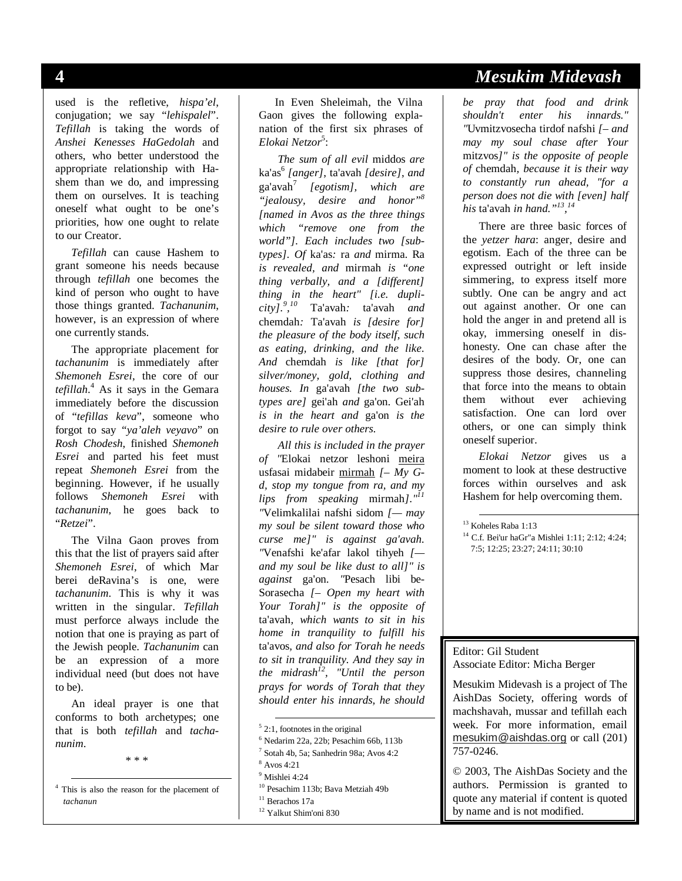used is the refletive, *hispa'el*, conjugation; we say "*lehispalel*". *Tefillah* is taking the words of *Anshei Kenesses HaGedolah* and others, who better understood the appropriate relationship with Hashem than we do, and impressing them on ourselves. It is teaching oneself what ought to be one's priorities, how one ought to relate to our Creator.

*Tefillah* can cause Hashem to grant someone his needs because through *tefillah* one becomes the kind of person who ought to have those things granted. *Tachanunim*, however, is an expression of where one currently stands.

The appropriate placement for *tachanunim* is immediately after *Shemoneh Esrei*, the core of our *tefillah*.[4] As it says in the Gemara immediately before the discussion of "*tefillas keva*", someone who forgot to say "*ya'aleh veyavo*" on *Rosh Chodesh*, finished *Shemoneh Esrei* and parted his feet must repeat *Shemoneh Esrei* from the beginning. However, if he usually follows *Shemoneh Esrei* with *tachanunim*, he goes back to "*Retzei*".

The Vilna Gaon proves from this that the list of prayers said after *Shemoneh Esrei*, of which Mar berei deRavina's is one, were *tachanunim*. This is why it was written in the singular. *Tefillah* must perforce always include the notion that one is praying as part of the Jewish people. *Tachanunim* can be an expression of a more individual need (but does not have to be).

An ideal prayer is one that conforms to both archetypes; one that is both *tefillah* and *tachanunim*.

\* \* \*

In Even Sheleimah, the Vilna Gaon gives the following explanation of the first six phrases of *Elokai Netzor*[5]:

*The sum of all evil* middos *are* ka'as[6] *[anger],* ta'avah *[desire], and* ga'avah[7] *[egotism], which are "jealousy, desire and honor"*[8] *[named in Avos as the three things which "remove one from the world"]. Each includes two [subtypes]. Of* ka'as*:* ra *and* mirma*.* Ra *is revealed, and* mirmah *is "one thing verbally, and a [different] thing in the heart" [i.e. duplicity].*[9,10] Ta'avah*:* ta'avah *and* chemdah*:* Ta'avah *is [desire for] the pleasure of the body itself, such as eating, drinking, and the like. And* chemdah *is like [that for] silver/money, gold, clothing and houses. In* ga'avah *[the two subtypes are]* gei'ah *and* ga'on*.* Gei'ah *is in the heart and* ga'on *is the desire to rule over others.*

*All this is included in the prayer of "*Elokai netzor leshoni meira usfasai midabeir mirmah *[– My G-d, stop my tongue from ra, and my lips from speaking* mirmah*]."*[11] *"*Velimkalilai nafshi sidom *[— may my soul be silent toward those who curse me]" is against ga'avah. "*Venafshi ke'afar lakol tihyeh *[— and my soul be like dust to all]" is against* ga'on*. "*Pesach libi be-Sorasecha *[– Open my heart with Your Torah]" is the opposite of* ta'avah*, which wants to sit in his home in tranquility to fulfill his* ta'avos*, and also for Torah he needs to sit in tranquility. And they say in the midrash*[12]*, "Until the person prays for words of Torah that they should enter his innards, he should be pray that food and drink shouldn't enter his innards." "*Uvmitzvosecha tirdof nafshi *[– and may my soul chase after Your* mitzvos*]" is the opposite of people of* chemdah*, because it is their way to constantly run ahead, "for a person does not die with [even] half his* ta'avah *in hand."*[13,14]

There are three basic forces of the *yetzer hara*: anger, desire and egotism. Each of the three can be expressed outright or left inside simmering, to express itself more subtly. One can be angry and act out against another. Or one can hold the anger in and pretend all is okay, immersing oneself in dishonesty. One can chase after the desires of the body. Or, one can suppress those desires, channeling that force into the means to obtain them without ever achieving satisfaction. One can lord over others, or one can simply think oneself superior.

*Elokai Netzor* gives us a moment to look at these destructive forces within ourselves and ask Hashem for help overcoming them.

---

[4] This is also the reason for the placement of *tachanun*

[5] 2:1, footnotes in the original

[6] Nedarim 22a, 22b; Pesachim 66b, 113b

[7] Sotah 4b, 5a; Sanhedrin 98a; Avos 4:2

[8] Avos 4:21

[9] Mishlei 4:24

[10] Pesachim 113b; Bava Metziah 49b

[11] Berachos 17a

[12] Yalkut Shim'oni 830

[13] Koheles Raba 1:13

[14] C.f. Bei'ur haGr"a Mishlei 1:11; 2:12; 4:24; 7:5; 12:25; 23:27; 24:11; 30:10

---

Editor: Gil Student
Associate Editor: Micha Berger

Mesukim Midevash is a project of The AishDas Society, offering words of machshavah, mussar and tefillah each week. For more information, email mesukim@aishdas.org or call (201) 757-0246.

© 2003, The AishDas Society and the authors. Permission is granted to quote any material if content is quoted by name and is not modified.